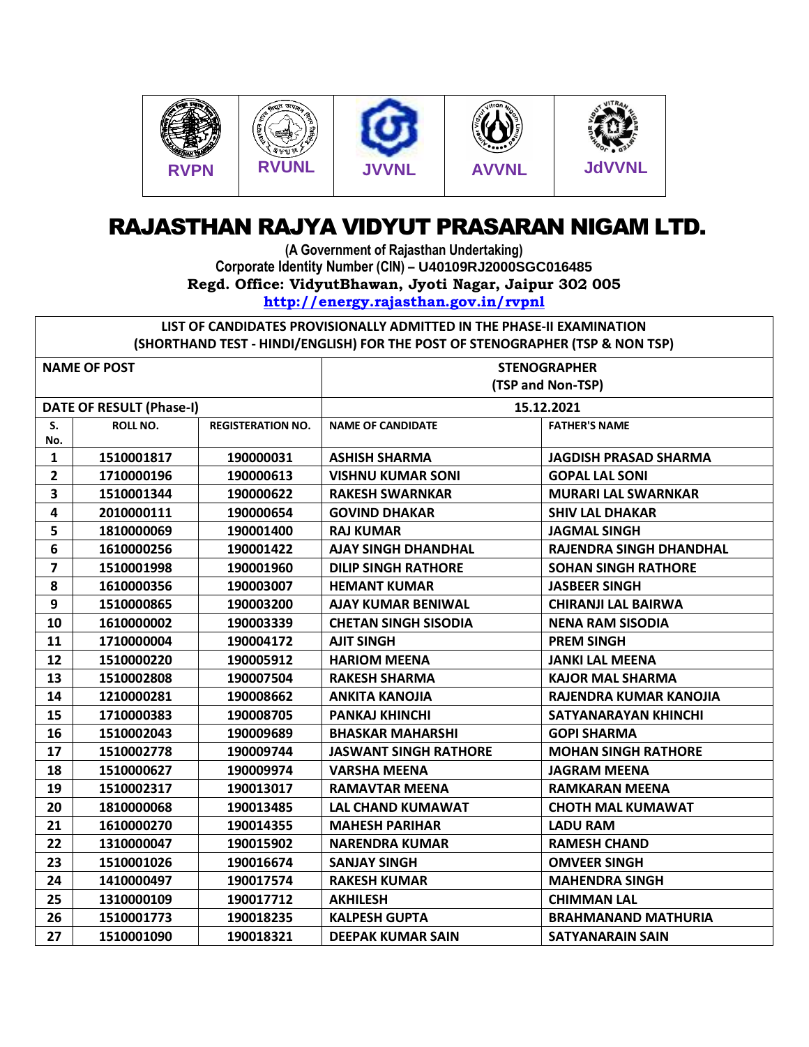RVPN | RVUNL | JVVNL | AVVNL | JdVVNL

# RAJASTHAN RAJYA VIDYUT PRASARAN NIGAM LTD.

(A Government of Rajasthan Undertaking)
Corporate Identity Number (CIN) – U40109RJ2000SGC016485
**Regd. Office: VidyutBhawan, Jyoti Nagar, Jaipur 302 005**
http://energy.rajasthan.gov.in/rvpnl

**LIST OF CANDIDATES PROVISIONALLY ADMITTED IN THE PHASE-II EXAMINATION (SHORTHAND TEST - HINDI/ENGLISH) FOR THE POST OF STENOGRAPHER (TSP & NON TSP)**

| NAME OF POST | | | STENOGRAPHER (TSP and Non-TSP) | |
|---|---|---|---|---|
| **DATE OF RESULT (Phase-I)** | | | **15.12.2021** | |
| **S. No.** | **ROLL NO.** | **REGISTERATION NO.** | **NAME OF CANDIDATE** | **FATHER'S NAME** |
| 1 | 1510001817 | 190000031 | ASHISH SHARMA | JAGDISH PRASAD SHARMA |
| 2 | 1710000196 | 190000613 | VISHNU KUMAR SONI | GOPAL LAL SONI |
| 3 | 1510001344 | 190000622 | RAKESH SWARNKAR | MURARI LAL SWARNKAR |
| 4 | 2010000111 | 190000654 | GOVIND DHAKAR | SHIV LAL DHAKAR |
| 5 | 1810000069 | 190001400 | RAJ KUMAR | JAGMAL SINGH |
| 6 | 1610000256 | 190001422 | AJAY SINGH DHANDHAL | RAJENDRA SINGH DHANDHAL |
| 7 | 1510001998 | 190001960 | DILIP SINGH RATHORE | SOHAN SINGH RATHORE |
| 8 | 1610000356 | 190003007 | HEMANT KUMAR | JASBEER SINGH |
| 9 | 1510000865 | 190003200 | AJAY KUMAR BENIWAL | CHIRANJI LAL BAIRWA |
| 10 | 1610000002 | 190003339 | CHETAN SINGH SISODIA | NENA RAM SISODIA |
| 11 | 1710000004 | 190004172 | AJIT SINGH | PREM SINGH |
| 12 | 1510000220 | 190005912 | HARIOM MEENA | JANKI LAL MEENA |
| 13 | 1510002808 | 190007504 | RAKESH SHARMA | KAJOR MAL SHARMA |
| 14 | 1210000281 | 190008662 | ANKITA KANOJIA | RAJENDRA KUMAR KANOJIA |
| 15 | 1710000383 | 190008705 | PANKAJ KHINCHI | SATYANARAYAN KHINCHI |
| 16 | 1510002043 | 190009689 | BHASKAR MAHARSHI | GOPI SHARMA |
| 17 | 1510002778 | 190009744 | JASWANT SINGH RATHORE | MOHAN SINGH RATHORE |
| 18 | 1510000627 | 190009974 | VARSHA MEENA | JAGRAM MEENA |
| 19 | 1510002317 | 190013017 | RAMAVTAR MEENA | RAMKARAN MEENA |
| 20 | 1810000068 | 190013485 | LAL CHAND KUMAWAT | CHOTH MAL KUMAWAT |
| 21 | 1610000270 | 190014355 | MAHESH PARIHAR | LADU RAM |
| 22 | 1310000047 | 190015902 | NARENDRA KUMAR | RAMESH CHAND |
| 23 | 1510001026 | 190016674 | SANJAY SINGH | OMVEER SINGH |
| 24 | 1410000497 | 190017574 | RAKESH KUMAR | MAHENDRA SINGH |
| 25 | 1310000109 | 190017712 | AKHILESH | CHIMMAN LAL |
| 26 | 1510001773 | 190018235 | KALPESH GUPTA | BRAHMANAND MATHURIA |
| 27 | 1510001090 | 190018321 | DEEPAK KUMAR SAIN | SATYANARAIN SAIN |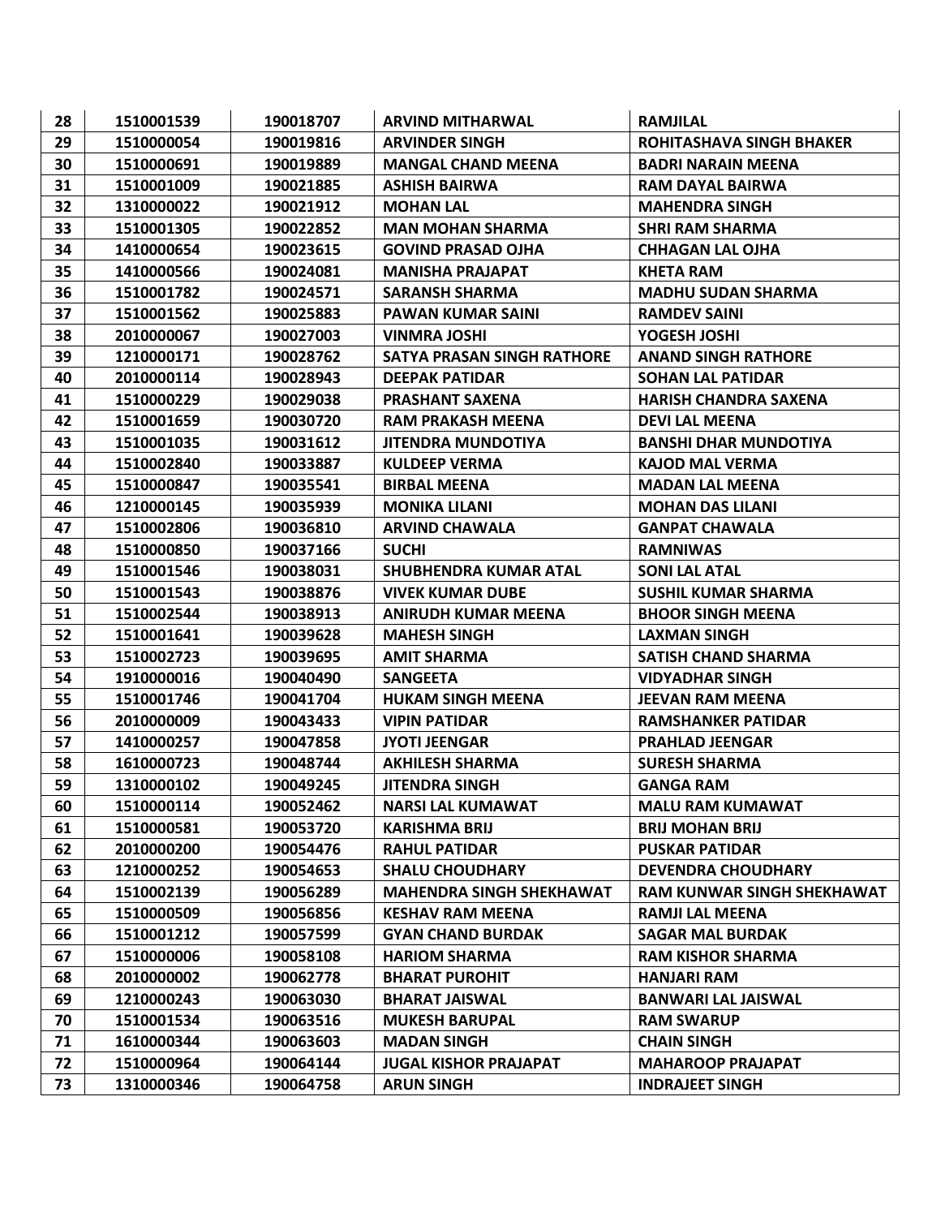| 28 | 1510001539 | 190018707 | ARVIND MITHARWAL | RAMJILAL |
|---|---|---|---|---|
| 29 | 1510000054 | 190019816 | ARVINDER SINGH | ROHITASHAVA SINGH BHAKER |
| 30 | 1510000691 | 190019889 | MANGAL CHAND MEENA | BADRI NARAIN MEENA |
| 31 | 1510001009 | 190021885 | ASHISH BAIRWA | RAM DAYAL BAIRWA |
| 32 | 1310000022 | 190021912 | MOHAN LAL | MAHENDRA SINGH |
| 33 | 1510001305 | 190022852 | MAN MOHAN SHARMA | SHRI RAM SHARMA |
| 34 | 1410000654 | 190023615 | GOVIND PRASAD OJHA | CHHAGAN LAL OJHA |
| 35 | 1410000566 | 190024081 | MANISHA PRAJAPAT | KHETA RAM |
| 36 | 1510001782 | 190024571 | SARANSH SHARMA | MADHU SUDAN SHARMA |
| 37 | 1510001562 | 190025883 | PAWAN KUMAR SAINI | RAMDEV SAINI |
| 38 | 2010000067 | 190027003 | VINMRA JOSHI | YOGESH JOSHI |
| 39 | 1210000171 | 190028762 | SATYA PRASAN SINGH RATHORE | ANAND SINGH RATHORE |
| 40 | 2010000114 | 190028943 | DEEPAK PATIDAR | SOHAN LAL PATIDAR |
| 41 | 1510000229 | 190029038 | PRASHANT SAXENA | HARISH CHANDRA SAXENA |
| 42 | 1510001659 | 190030720 | RAM PRAKASH MEENA | DEVI LAL MEENA |
| 43 | 1510001035 | 190031612 | JITENDRA MUNDOTIYA | BANSHI DHAR MUNDOTIYA |
| 44 | 1510002840 | 190033887 | KULDEEP VERMA | KAJOD MAL VERMA |
| 45 | 1510000847 | 190035541 | BIRBAL MEENA | MADAN LAL MEENA |
| 46 | 1210000145 | 190035939 | MONIKA LILANI | MOHAN DAS LILANI |
| 47 | 1510002806 | 190036810 | ARVIND CHAWALA | GANPAT CHAWALA |
| 48 | 1510000850 | 190037166 | SUCHI | RAMNIWAS |
| 49 | 1510001546 | 190038031 | SHUBHENDRA KUMAR ATAL | SONI LAL ATAL |
| 50 | 1510001543 | 190038876 | VIVEK KUMAR DUBE | SUSHIL KUMAR SHARMA |
| 51 | 1510002544 | 190038913 | ANIRUDH KUMAR MEENA | BHOOR SINGH MEENA |
| 52 | 1510001641 | 190039628 | MAHESH SINGH | LAXMAN SINGH |
| 53 | 1510002723 | 190039695 | AMIT SHARMA | SATISH CHAND SHARMA |
| 54 | 1910000016 | 190040490 | SANGEETA | VIDYADHAR SINGH |
| 55 | 1510001746 | 190041704 | HUKAM SINGH MEENA | JEEVAN RAM MEENA |
| 56 | 2010000009 | 190043433 | VIPIN PATIDAR | RAMSHANKER PATIDAR |
| 57 | 1410000257 | 190047858 | JYOTI JEENGAR | PRAHLAD JEENGAR |
| 58 | 1610000723 | 190048744 | AKHILESH SHARMA | SURESH SHARMA |
| 59 | 1310000102 | 190049245 | JITENDRA SINGH | GANGA RAM |
| 60 | 1510000114 | 190052462 | NARSI LAL KUMAWAT | MALU RAM KUMAWAT |
| 61 | 1510000581 | 190053720 | KARISHMA BRIJ | BRIJ MOHAN BRIJ |
| 62 | 2010000200 | 190054476 | RAHUL PATIDAR | PUSKAR PATIDAR |
| 63 | 1210000252 | 190054653 | SHALU CHOUDHARY | DEVENDRA CHOUDHARY |
| 64 | 1510002139 | 190056289 | MAHENDRA SINGH SHEKHAWAT | RAM KUNWAR SINGH SHEKHAWAT |
| 65 | 1510000509 | 190056856 | KESHAV RAM MEENA | RAMJI LAL MEENA |
| 66 | 1510001212 | 190057599 | GYAN CHAND BURDAK | SAGAR MAL BURDAK |
| 67 | 1510000006 | 190058108 | HARIOM SHARMA | RAM KISHOR SHARMA |
| 68 | 2010000002 | 190062778 | BHARAT PUROHIT | HANJARI RAM |
| 69 | 1210000243 | 190063030 | BHARAT JAISWAL | BANWARI LAL JAISWAL |
| 70 | 1510001534 | 190063516 | MUKESH BARUPAL | RAM SWARUP |
| 71 | 1610000344 | 190063603 | MADAN SINGH | CHAIN SINGH |
| 72 | 1510000964 | 190064144 | JUGAL KISHOR PRAJAPAT | MAHAROOP PRAJAPAT |
| 73 | 1310000346 | 190064758 | ARUN SINGH | INDRAJEET SINGH |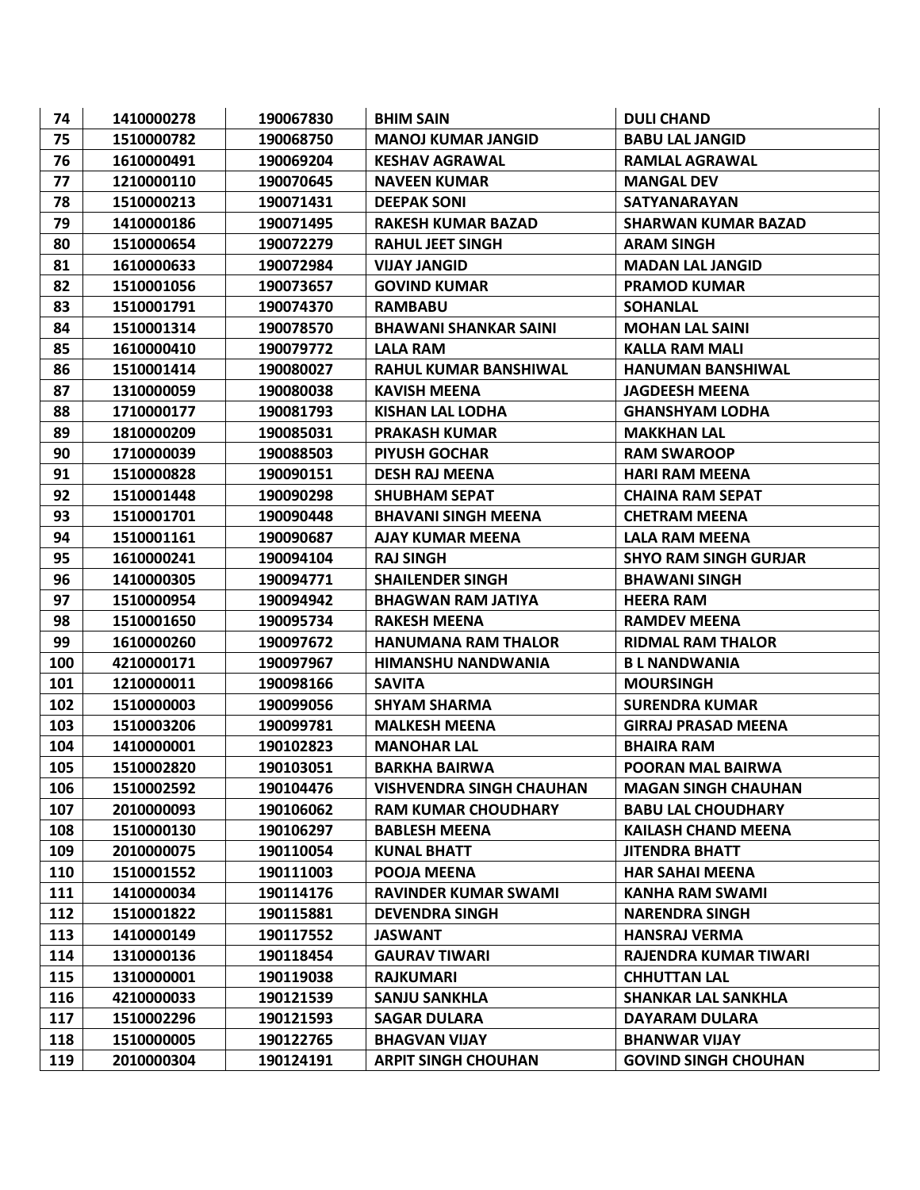| | | | | |
|---|---|---|---|---|
| **74** | **1410000278** | **190067830** | **BHIM SAIN** | **DULI CHAND** |
| **75** | **1510000782** | **190068750** | **MANOJ KUMAR JANGID** | **BABU LAL JANGID** |
| **76** | **1610000491** | **190069204** | **KESHAV AGRAWAL** | **RAMLAL AGRAWAL** |
| **77** | **1210000110** | **190070645** | **NAVEEN KUMAR** | **MANGAL DEV** |
| **78** | **1510000213** | **190071431** | **DEEPAK SONI** | **SATYANARAYAN** |
| **79** | **1410000186** | **190071495** | **RAKESH KUMAR BAZAD** | **SHARWAN KUMAR BAZAD** |
| **80** | **1510000654** | **190072279** | **RAHUL JEET SINGH** | **ARAM SINGH** |
| **81** | **1610000633** | **190072984** | **VIJAY JANGID** | **MADAN LAL JANGID** |
| **82** | **1510001056** | **190073657** | **GOVIND KUMAR** | **PRAMOD KUMAR** |
| **83** | **1510001791** | **190074370** | **RAMBABU** | **SOHANLAL** |
| **84** | **1510001314** | **190078570** | **BHAWANI SHANKAR SAINI** | **MOHAN LAL SAINI** |
| **85** | **1610000410** | **190079772** | **LALA RAM** | **KALLA RAM MALI** |
| **86** | **1510001414** | **190080027** | **RAHUL KUMAR BANSHIWAL** | **HANUMAN BANSHIWAL** |
| **87** | **1310000059** | **190080038** | **KAVISH MEENA** | **JAGDEESH MEENA** |
| **88** | **1710000177** | **190081793** | **KISHAN LAL LODHA** | **GHANSHYAM LODHA** |
| **89** | **1810000209** | **190085031** | **PRAKASH KUMAR** | **MAKKHAN LAL** |
| **90** | **1710000039** | **190088503** | **PIYUSH GOCHAR** | **RAM SWAROOP** |
| **91** | **1510000828** | **190090151** | **DESH RAJ MEENA** | **HARI RAM MEENA** |
| **92** | **1510001448** | **190090298** | **SHUBHAM SEPAT** | **CHAINA RAM SEPAT** |
| **93** | **1510001701** | **190090448** | **BHAVANI SINGH MEENA** | **CHETRAM MEENA** |
| **94** | **1510001161** | **190090687** | **AJAY KUMAR MEENA** | **LALA RAM MEENA** |
| **95** | **1610000241** | **190094104** | **RAJ SINGH** | **SHYO RAM SINGH GURJAR** |
| **96** | **1410000305** | **190094771** | **SHAILENDER SINGH** | **BHAWANI SINGH** |
| **97** | **1510000954** | **190094942** | **BHAGWAN RAM JATIYA** | **HEERA RAM** |
| **98** | **1510001650** | **190095734** | **RAKESH MEENA** | **RAMDEV MEENA** |
| **99** | **1610000260** | **190097672** | **HANUMANA RAM THALOR** | **RIDMAL RAM THALOR** |
| **100** | **4210000171** | **190097967** | **HIMANSHU NANDWANIA** | **B L NANDWANIA** |
| **101** | **1210000011** | **190098166** | **SAVITA** | **MOURSINGH** |
| **102** | **1510000003** | **190099056** | **SHYAM SHARMA** | **SURENDRA KUMAR** |
| **103** | **1510003206** | **190099781** | **MALKESH MEENA** | **GIRRAJ PRASAD MEENA** |
| **104** | **1410000001** | **190102823** | **MANOHAR LAL** | **BHAIRA RAM** |
| **105** | **1510002820** | **190103051** | **BARKHA BAIRWA** | **POORAN MAL BAIRWA** |
| **106** | **1510002592** | **190104476** | **VISHVENDRA SINGH CHAUHAN** | **MAGAN SINGH CHAUHAN** |
| **107** | **2010000093** | **190106062** | **RAM KUMAR CHOUDHARY** | **BABU LAL CHOUDHARY** |
| **108** | **1510000130** | **190106297** | **BABLESH MEENA** | **KAILASH CHAND MEENA** |
| **109** | **2010000075** | **190110054** | **KUNAL BHATT** | **JITENDRA BHATT** |
| **110** | **1510001552** | **190111003** | **POOJA MEENA** | **HAR SAHAI MEENA** |
| **111** | **1410000034** | **190114176** | **RAVINDER KUMAR SWAMI** | **KANHA RAM SWAMI** |
| **112** | **1510001822** | **190115881** | **DEVENDRA SINGH** | **NARENDRA SINGH** |
| **113** | **1410000149** | **190117552** | **JASWANT** | **HANSRAJ VERMA** |
| **114** | **1310000136** | **190118454** | **GAURAV TIWARI** | **RAJENDRA KUMAR TIWARI** |
| **115** | **1310000001** | **190119038** | **RAJKUMARI** | **CHHUTTAN LAL** |
| **116** | **4210000033** | **190121539** | **SANJU SANKHLA** | **SHANKAR LAL SANKHLA** |
| **117** | **1510002296** | **190121593** | **SAGAR DULARA** | **DAYARAM DULARA** |
| **118** | **1510000005** | **190122765** | **BHAGVAN VIJAY** | **BHANWAR VIJAY** |
| **119** | **2010000304** | **190124191** | **ARPIT SINGH CHOUHAN** | **GOVIND SINGH CHOUHAN** |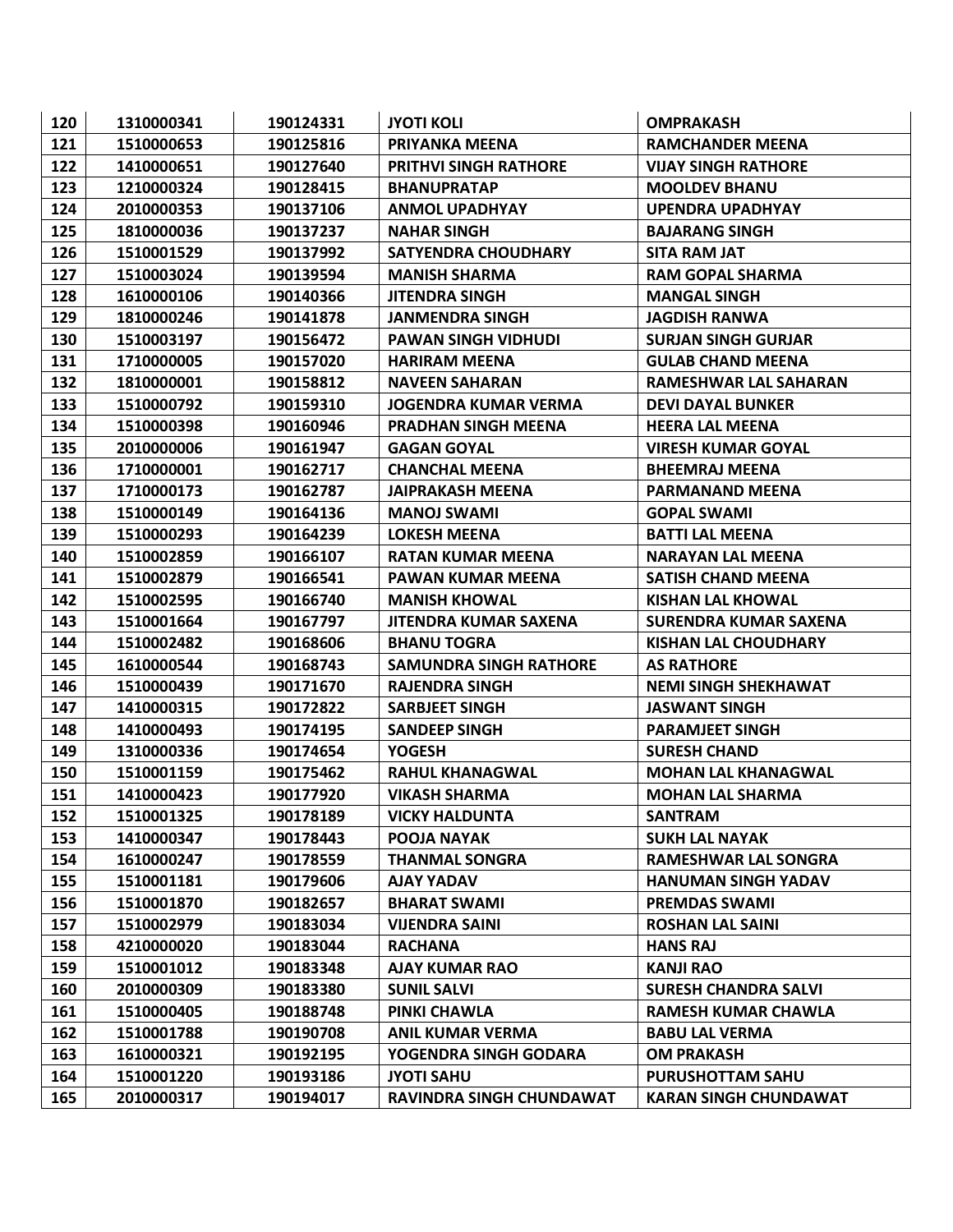| 120 | 1310000341 | 190124331 | JYOTI KOLI | OMPRAKASH |
|---|---|---|---|---|
| 121 | 1510000653 | 190125816 | PRIYANKA MEENA | RAMCHANDER MEENA |
| 122 | 1410000651 | 190127640 | PRITHVI SINGH RATHORE | VIJAY SINGH RATHORE |
| 123 | 1210000324 | 190128415 | BHANUPRATAP | MOOLDEV BHANU |
| 124 | 2010000353 | 190137106 | ANMOL UPADHYAY | UPENDRA UPADHYAY |
| 125 | 1810000036 | 190137237 | NAHAR SINGH | BAJARANG SINGH |
| 126 | 1510001529 | 190137992 | SATYENDRA CHOUDHARY | SITA RAM JAT |
| 127 | 1510003024 | 190139594 | MANISH SHARMA | RAM GOPAL SHARMA |
| 128 | 1610000106 | 190140366 | JITENDRA SINGH | MANGAL SINGH |
| 129 | 1810000246 | 190141878 | JANMENDRA SINGH | JAGDISH RANWA |
| 130 | 1510003197 | 190156472 | PAWAN SINGH VIDHUDI | SURJAN SINGH GURJAR |
| 131 | 1710000005 | 190157020 | HARIRAM MEENA | GULAB CHAND MEENA |
| 132 | 1810000001 | 190158812 | NAVEEN SAHARAN | RAMESHWAR LAL SAHARAN |
| 133 | 1510000792 | 190159310 | JOGENDRA KUMAR VERMA | DEVI DAYAL BUNKER |
| 134 | 1510000398 | 190160946 | PRADHAN SINGH MEENA | HEERA LAL MEENA |
| 135 | 2010000006 | 190161947 | GAGAN GOYAL | VIRESH KUMAR GOYAL |
| 136 | 1710000001 | 190162717 | CHANCHAL MEENA | BHEEMRAJ MEENA |
| 137 | 1710000173 | 190162787 | JAIPRAKASH MEENA | PARMANAND MEENA |
| 138 | 1510000149 | 190164136 | MANOJ SWAMI | GOPAL SWAMI |
| 139 | 1510000293 | 190164239 | LOKESH MEENA | BATTI LAL MEENA |
| 140 | 1510002859 | 190166107 | RATAN KUMAR MEENA | NARAYAN LAL MEENA |
| 141 | 1510002879 | 190166541 | PAWAN KUMAR MEENA | SATISH CHAND MEENA |
| 142 | 1510002595 | 190166740 | MANISH KHOWAL | KISHAN LAL KHOWAL |
| 143 | 1510001664 | 190167797 | JITENDRA KUMAR SAXENA | SURENDRA KUMAR SAXENA |
| 144 | 1510002482 | 190168606 | BHANU TOGRA | KISHAN LAL CHOUDHARY |
| 145 | 1610000544 | 190168743 | SAMUNDRA SINGH RATHORE | AS RATHORE |
| 146 | 1510000439 | 190171670 | RAJENDRA SINGH | NEMI SINGH SHEKHAWAT |
| 147 | 1410000315 | 190172822 | SARBJEET SINGH | JASWANT SINGH |
| 148 | 1410000493 | 190174195 | SANDEEP SINGH | PARAMJEET SINGH |
| 149 | 1310000336 | 190174654 | YOGESH | SURESH CHAND |
| 150 | 1510001159 | 190175462 | RAHUL KHANAGWAL | MOHAN LAL KHANAGWAL |
| 151 | 1410000423 | 190177920 | VIKASH SHARMA | MOHAN LAL SHARMA |
| 152 | 1510001325 | 190178189 | VICKY HALDUNTA | SANTRAM |
| 153 | 1410000347 | 190178443 | POOJA NAYAK | SUKH LAL NAYAK |
| 154 | 1610000247 | 190178559 | THANMAL SONGRA | RAMESHWAR LAL SONGRA |
| 155 | 1510001181 | 190179606 | AJAY YADAV | HANUMAN SINGH YADAV |
| 156 | 1510001870 | 190182657 | BHARAT SWAMI | PREMDAS SWAMI |
| 157 | 1510002979 | 190183034 | VIJENDRA SAINI | ROSHAN LAL SAINI |
| 158 | 4210000020 | 190183044 | RACHANA | HANS RAJ |
| 159 | 1510001012 | 190183348 | AJAY KUMAR RAO | KANJI RAO |
| 160 | 2010000309 | 190183380 | SUNIL SALVI | SURESH CHANDRA SALVI |
| 161 | 1510000405 | 190188748 | PINKI CHAWLA | RAMESH KUMAR CHAWLA |
| 162 | 1510001788 | 190190708 | ANIL KUMAR VERMA | BABU LAL VERMA |
| 163 | 1610000321 | 190192195 | YOGENDRA SINGH GODARA | OM PRAKASH |
| 164 | 1510001220 | 190193186 | JYOTI SAHU | PURUSHOTTAM SAHU |
| 165 | 2010000317 | 190194017 | RAVINDRA SINGH CHUNDAWAT | KARAN SINGH CHUNDAWAT |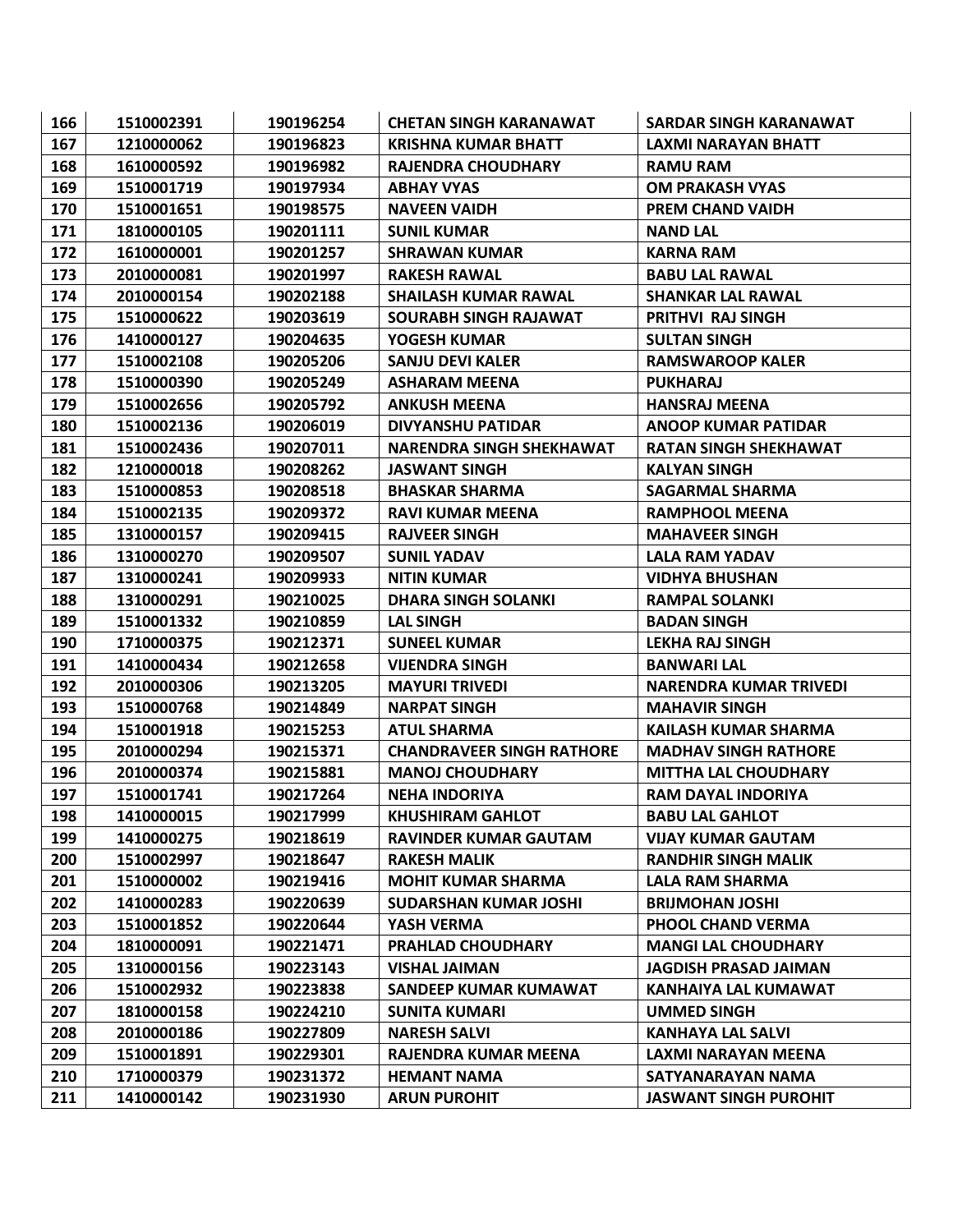| 166 | 1510002391 | 190196254 | CHETAN SINGH KARANAWAT | SARDAR SINGH KARANAWAT |
|---|---|---|---|---|
| 167 | 1210000062 | 190196823 | KRISHNA KUMAR BHATT | LAXMI NARAYAN BHATT |
| 168 | 1610000592 | 190196982 | RAJENDRA CHOUDHARY | RAMU RAM |
| 169 | 1510001719 | 190197934 | ABHAY VYAS | OM PRAKASH VYAS |
| 170 | 1510001651 | 190198575 | NAVEEN VAIDH | PREM CHAND VAIDH |
| 171 | 1810000105 | 190201111 | SUNIL KUMAR | NAND LAL |
| 172 | 1610000001 | 190201257 | SHRAWAN KUMAR | KARNA RAM |
| 173 | 2010000081 | 190201997 | RAKESH RAWAL | BABU LAL RAWAL |
| 174 | 2010000154 | 190202188 | SHAILASH KUMAR RAWAL | SHANKAR LAL RAWAL |
| 175 | 1510000622 | 190203619 | SOURABH SINGH RAJAWAT | PRITHVI RAJ SINGH |
| 176 | 1410000127 | 190204635 | YOGESH KUMAR | SULTAN SINGH |
| 177 | 1510002108 | 190205206 | SANJU DEVI KALER | RAMSWAROOP KALER |
| 178 | 1510000390 | 190205249 | ASHARAM MEENA | PUKHARAJ |
| 179 | 1510002656 | 190205792 | ANKUSH MEENA | HANSRAJ MEENA |
| 180 | 1510002136 | 190206019 | DIVYANSHU PATIDAR | ANOOP KUMAR PATIDAR |
| 181 | 1510002436 | 190207011 | NARENDRA SINGH SHEKHAWAT | RATAN SINGH SHEKHAWAT |
| 182 | 1210000018 | 190208262 | JASWANT SINGH | KALYAN SINGH |
| 183 | 1510000853 | 190208518 | BHASKAR SHARMA | SAGARMAL SHARMA |
| 184 | 1510002135 | 190209372 | RAVI KUMAR MEENA | RAMPHOOL MEENA |
| 185 | 1310000157 | 190209415 | RAJVEER SINGH | MAHAVEER SINGH |
| 186 | 1310000270 | 190209507 | SUNIL YADAV | LALA RAM YADAV |
| 187 | 1310000241 | 190209933 | NITIN KUMAR | VIDHYA BHUSHAN |
| 188 | 1310000291 | 190210025 | DHARA SINGH SOLANKI | RAMPAL SOLANKI |
| 189 | 1510001332 | 190210859 | LAL SINGH | BADAN SINGH |
| 190 | 1710000375 | 190212371 | SUNEEL KUMAR | LEKHA RAJ SINGH |
| 191 | 1410000434 | 190212658 | VIJENDRA SINGH | BANWARI LAL |
| 192 | 2010000306 | 190213205 | MAYURI TRIVEDI | NARENDRA KUMAR TRIVEDI |
| 193 | 1510000768 | 190214849 | NARPAT SINGH | MAHAVIR SINGH |
| 194 | 1510001918 | 190215253 | ATUL SHARMA | KAILASH KUMAR SHARMA |
| 195 | 2010000294 | 190215371 | CHANDRAVEER SINGH RATHORE | MADHAV SINGH RATHORE |
| 196 | 2010000374 | 190215881 | MANOJ CHOUDHARY | MITTHA LAL CHOUDHARY |
| 197 | 1510001741 | 190217264 | NEHA INDORIYA | RAM DAYAL INDORIYA |
| 198 | 1410000015 | 190217999 | KHUSHIRAM GAHLOT | BABU LAL GAHLOT |
| 199 | 1410000275 | 190218619 | RAVINDER KUMAR GAUTAM | VIJAY KUMAR GAUTAM |
| 200 | 1510002997 | 190218647 | RAKESH MALIK | RANDHIR SINGH MALIK |
| 201 | 1510000002 | 190219416 | MOHIT KUMAR SHARMA | LALA RAM SHARMA |
| 202 | 1410000283 | 190220639 | SUDARSHAN KUMAR JOSHI | BRIJMOHAN JOSHI |
| 203 | 1510001852 | 190220644 | YASH VERMA | PHOOL CHAND VERMA |
| 204 | 1810000091 | 190221471 | PRAHLAD CHOUDHARY | MANGI LAL CHOUDHARY |
| 205 | 1310000156 | 190223143 | VISHAL JAIMAN | JAGDISH PRASAD JAIMAN |
| 206 | 1510002932 | 190223838 | SANDEEP KUMAR KUMAWAT | KANHAIYA LAL KUMAWAT |
| 207 | 1810000158 | 190224210 | SUNITA KUMARI | UMMED SINGH |
| 208 | 2010000186 | 190227809 | NARESH SALVI | KANHAYA LAL SALVI |
| 209 | 1510001891 | 190229301 | RAJENDRA KUMAR MEENA | LAXMI NARAYAN MEENA |
| 210 | 1710000379 | 190231372 | HEMANT NAMA | SATYANARAYAN NAMA |
| 211 | 1410000142 | 190231930 | ARUN PUROHIT | JASWANT SINGH PUROHIT |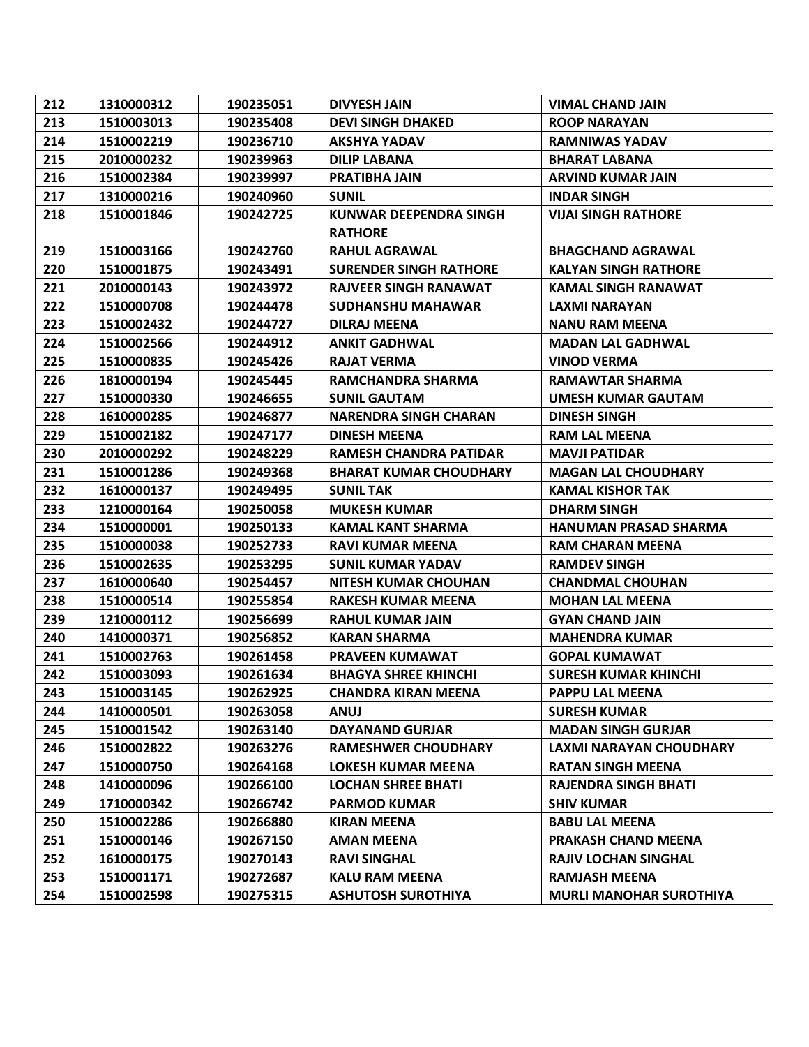| | | | | |
|---|---|---|---|---|
| 212 | 1310000312 | 190235051 | DIVYESH JAIN | VIMAL CHAND JAIN |
| 213 | 1510003013 | 190235408 | DEVI SINGH DHAKED | ROOP NARAYAN |
| 214 | 1510002219 | 190236710 | AKSHYA YADAV | RAMNIWAS YADAV |
| 215 | 2010000232 | 190239963 | DILIP LABANA | BHARAT LABANA |
| 216 | 1510002384 | 190239997 | PRATIBHA JAIN | ARVIND KUMAR JAIN |
| 217 | 1310000216 | 190240960 | SUNIL | INDAR SINGH |
| 218 | 1510001846 | 190242725 | KUNWAR DEEPENDRA SINGH RATHORE | VIJAI SINGH RATHORE |
| 219 | 1510003166 | 190242760 | RAHUL AGRAWAL | BHAGCHAND AGRAWAL |
| 220 | 1510001875 | 190243491 | SURENDER SINGH RATHORE | KALYAN SINGH RATHORE |
| 221 | 2010000143 | 190243972 | RAJVEER SINGH RANAWAT | KAMAL SINGH RANAWAT |
| 222 | 1510000708 | 190244478 | SUDHANSHU MAHAWAR | LAXMI NARAYAN |
| 223 | 1510002432 | 190244727 | DILRAJ MEENA | NANU RAM MEENA |
| 224 | 1510002566 | 190244912 | ANKIT GADHWAL | MADAN LAL GADHWAL |
| 225 | 1510000835 | 190245426 | RAJAT VERMA | VINOD VERMA |
| 226 | 1810000194 | 190245445 | RAMCHANDRA SHARMA | RAMAWTAR SHARMA |
| 227 | 1510000330 | 190246655 | SUNIL GAUTAM | UMESH KUMAR GAUTAM |
| 228 | 1610000285 | 190246877 | NARENDRA SINGH CHARAN | DINESH SINGH |
| 229 | 1510002182 | 190247177 | DINESH MEENA | RAM LAL MEENA |
| 230 | 2010000292 | 190248229 | RAMESH CHANDRA PATIDAR | MAVJI PATIDAR |
| 231 | 1510001286 | 190249368 | BHARAT KUMAR CHOUDHARY | MAGAN LAL CHOUDHARY |
| 232 | 1610000137 | 190249495 | SUNIL TAK | KAMAL KISHOR TAK |
| 233 | 1210000164 | 190250058 | MUKESH KUMAR | DHARM SINGH |
| 234 | 1510000001 | 190250133 | KAMAL KANT SHARMA | HANUMAN PRASAD SHARMA |
| 235 | 1510000038 | 190252733 | RAVI KUMAR MEENA | RAM CHARAN MEENA |
| 236 | 1510002635 | 190253295 | SUNIL KUMAR YADAV | RAMDEV SINGH |
| 237 | 1610000640 | 190254457 | NITESH KUMAR CHOUHAN | CHANDMAL CHOUHAN |
| 238 | 1510000514 | 190255854 | RAKESH KUMAR MEENA | MOHAN LAL MEENA |
| 239 | 1210000112 | 190256699 | RAHUL KUMAR JAIN | GYAN CHAND JAIN |
| 240 | 1410000371 | 190256852 | KARAN SHARMA | MAHENDRA KUMAR |
| 241 | 1510002763 | 190261458 | PRAVEEN KUMAWAT | GOPAL KUMAWAT |
| 242 | 1510003093 | 190261634 | BHAGYA SHREE KHINCHI | SURESH KUMAR KHINCHI |
| 243 | 1510003145 | 190262925 | CHANDRA KIRAN MEENA | PAPPU LAL MEENA |
| 244 | 1410000501 | 190263058 | ANUJ | SURESH KUMAR |
| 245 | 1510001542 | 190263140 | DAYANAND GURJAR | MADAN SINGH GURJAR |
| 246 | 1510002822 | 190263276 | RAMESHWER CHOUDHARY | LAXMI NARAYAN CHOUDHARY |
| 247 | 1510000750 | 190264168 | LOKESH KUMAR MEENA | RATAN SINGH MEENA |
| 248 | 1410000096 | 190266100 | LOCHAN SHREE BHATI | RAJENDRA SINGH BHATI |
| 249 | 1710000342 | 190266742 | PARMOD KUMAR | SHIV KUMAR |
| 250 | 1510002286 | 190266880 | KIRAN MEENA | BABU LAL MEENA |
| 251 | 1510000146 | 190267150 | AMAN MEENA | PRAKASH CHAND MEENA |
| 252 | 1610000175 | 190270143 | RAVI SINGHAL | RAJIV LOCHAN SINGHAL |
| 253 | 1510001171 | 190272687 | KALU RAM MEENA | RAMJASH MEENA |
| 254 | 1510002598 | 190275315 | ASHUTOSH SUROTHIYA | MURLI MANOHAR SUROTHIYA |